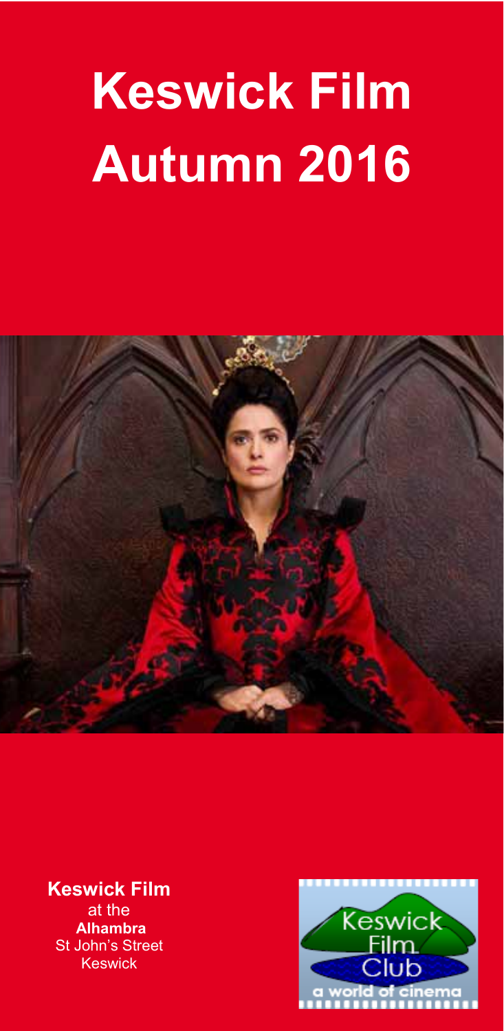# Keswick Film Autumn 2016

**Keswick Film**
at the
**Alhambra**
St John's Street
Keswick

Keswick Film Club
a world of cinema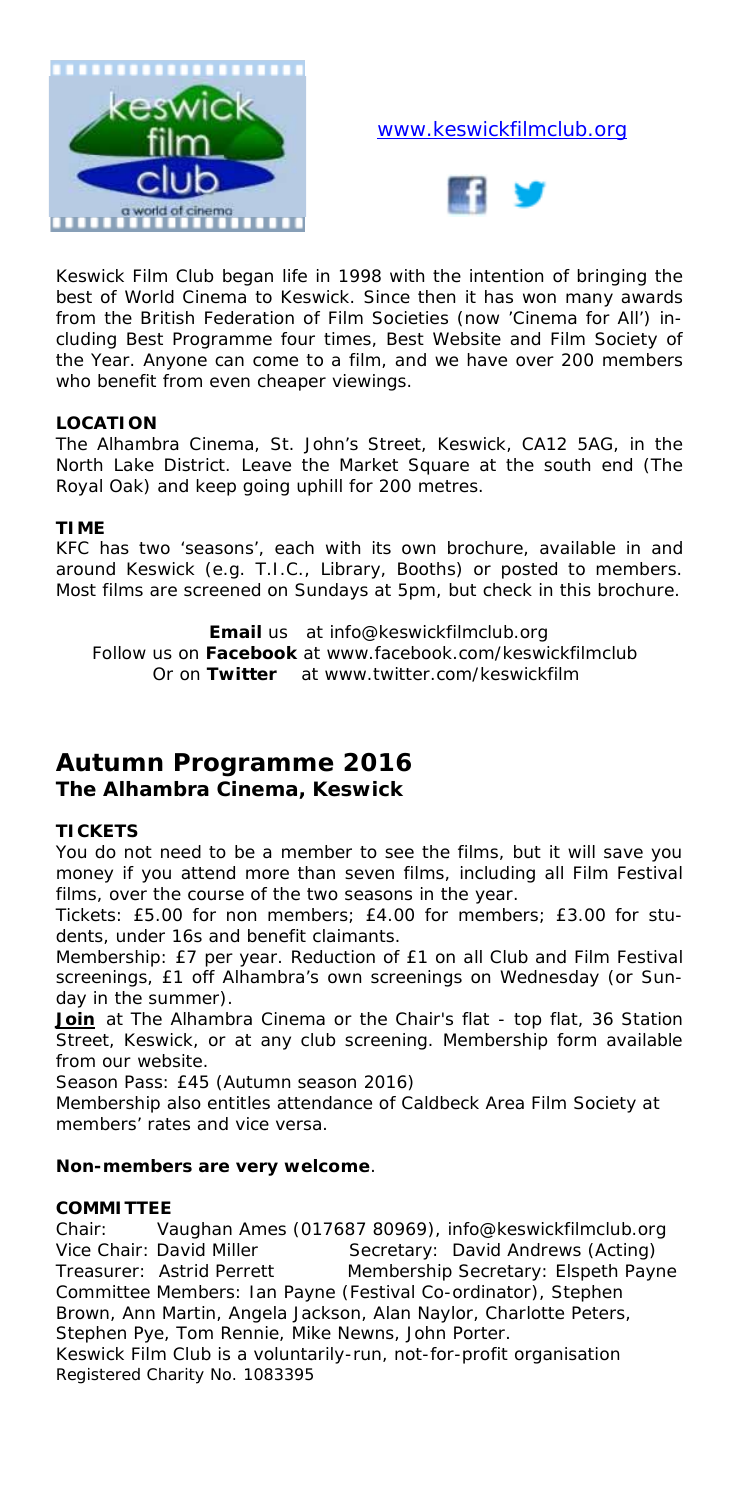www.keswickfilmclub.org

Keswick Film Club began life in 1998 with the intention of bringing the best of World Cinema to Keswick. Since then it has won many awards from the British Federation of Film Societies (now 'Cinema for All') including Best Programme four times, Best Website and Film Society of the Year. Anyone can come to a film, and we have over 200 members who benefit from even cheaper viewings.

**LOCATION**

The Alhambra Cinema, St. John's Street, Keswick, CA12 5AG, in the North Lake District. Leave the Market Square at the south end (The Royal Oak) and keep going uphill for 200 metres.

**TIME**

KFC has two 'seasons', each with its own brochure, available in and around Keswick (e.g. T.I.C., Library, Booths) or posted to members. Most films are screened on Sundays at 5pm, but check in this brochure.

**Email** us at info@keswickfilmclub.org
Follow us on **Facebook** at www.facebook.com/keswickfilmclub
Or on **Twitter** at www.twitter.com/keswickfilm

## Autumn Programme 2016

### The Alhambra Cinema, Keswick

**TICKETS**

You do not need to be a member to see the films, but it will save you money if you attend more than seven films, including all Film Festival films, over the course of the two seasons in the year.

Tickets: £5.00 for non members; £4.00 for members; £3.00 for students, under 16s and benefit claimants.

Membership: £7 per year. Reduction of £1 on all Club and Film Festival screenings, £1 off Alhambra's own screenings on Wednesday (or Sunday in the summer).

**Join** at The Alhambra Cinema or the Chair's flat - top flat, 36 Station Street, Keswick, or at any club screening. Membership form available from our website.

Season Pass: £45 (Autumn season 2016)

Membership also entitles attendance of Caldbeck Area Film Society at members' rates and vice versa.

**Non-members are very welcome**.

**COMMITTEE**

Chair: Vaughan Ames (017687 80969), info@keswickfilmclub.org
Vice Chair: David Miller
Secretary: David Andrews (Acting)
Treasurer: Astrid Perrett
Membership Secretary: Elspeth Payne
Committee Members: Ian Payne (Festival Co-ordinator), Stephen Brown, Ann Martin, Angela Jackson, Alan Naylor, Charlotte Peters, Stephen Pye, Tom Rennie, Mike Newns, John Porter.

Keswick Film Club is a voluntarily-run, not-for-profit organisation
Registered Charity No. 1083395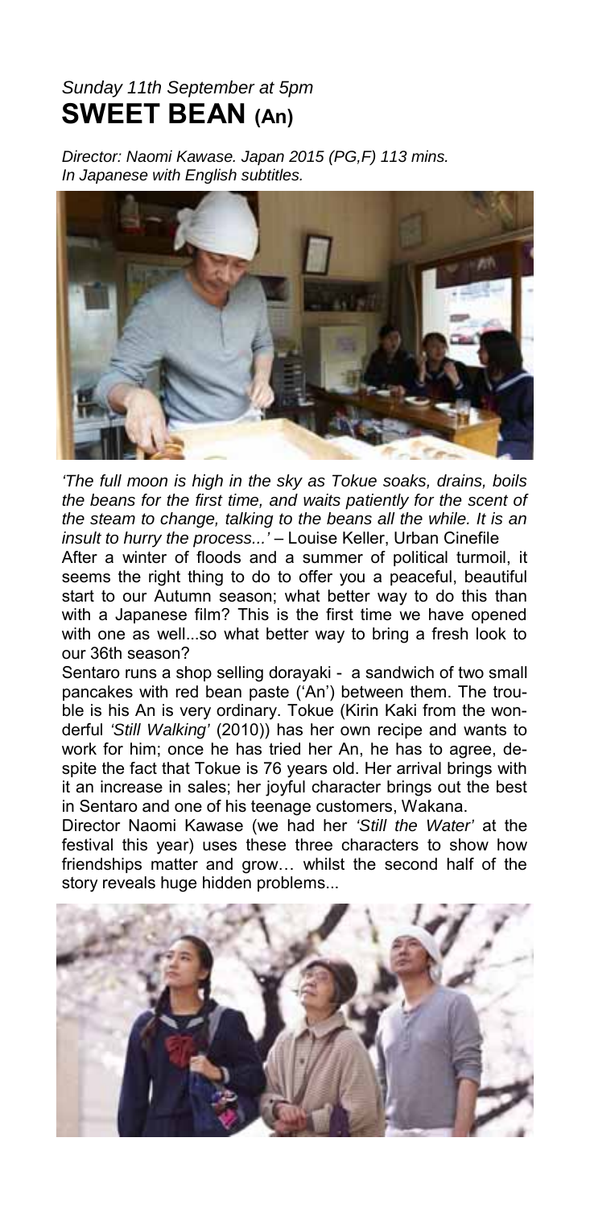*Sunday 11th September at 5pm*

# SWEET BEAN (An)

*Director: Naomi Kawase. Japan 2015 (PG,F) 113 mins.*
*In Japanese with English subtitles.*

*'The full moon is high in the sky as Tokue soaks, drains, boils the beans for the first time, and waits patiently for the scent of the steam to change, talking to the beans all the while. It is an insult to hurry the process...'* – Louise Keller, Urban Cinefile

After a winter of floods and a summer of political turmoil, it seems the right thing to do to offer you a peaceful, beautiful start to our Autumn season; what better way to do this than with a Japanese film? This is the first time we have opened with one as well...so what better way to bring a fresh look to our 36th season?

Sentaro runs a shop selling dorayaki - a sandwich of two small pancakes with red bean paste ('An') between them. The trouble is his An is very ordinary. Tokue (Kirin Kaki from the wonderful *'Still Walking'* (2010)) has her own recipe and wants to work for him; once he has tried her An, he has to agree, despite the fact that Tokue is 76 years old. Her arrival brings with it an increase in sales; her joyful character brings out the best in Sentaro and one of his teenage customers, Wakana.

Director Naomi Kawase (we had her *'Still the Water'* at the festival this year) uses these three characters to show how friendships matter and grow… whilst the second half of the story reveals huge hidden problems...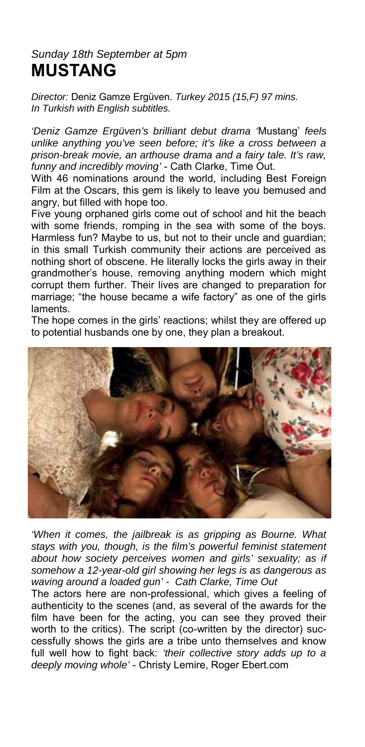*Sunday 18th September at 5pm*

# MUSTANG

*Director:* Deniz Gamze Ergüven. *Turkey 2015 (15,F) 97 mins. In Turkish with English subtitles.*

*'Deniz Gamze Ergüven's brilliant debut drama '*Mustang' *feels unlike anything you've seen before; it's like a cross between a prison-break movie, an arthouse drama and a fairy tale. It's raw, funny and incredibly moving'* - Cath Clarke, Time Out.

With 46 nominations around the world, including Best Foreign Film at the Oscars, this gem is likely to leave you bemused and angry, but filled with hope too.

Five young orphaned girls come out of school and hit the beach with some friends, romping in the sea with some of the boys. Harmless fun? Maybe to us, but not to their uncle and guardian; in this small Turkish community their actions are perceived as nothing short of obscene. He literally locks the girls away in their grandmother's house, removing anything modern which might corrupt them further. Their lives are changed to preparation for marriage; "the house became a wife factory" as one of the girls laments.

The hope comes in the girls' reactions; whilst they are offered up to potential husbands one by one, they plan a breakout.

*'When it comes, the jailbreak is as gripping as Bourne. What stays with you, though, is the film's powerful feminist statement about how society perceives women and girls' sexuality; as if somehow a 12-year-old girl showing her legs is as dangerous as waving around a loaded gun' - Cath Clarke, Time Out*

The actors here are non-professional, which gives a feeling of authenticity to the scenes (and, as several of the awards for the film have been for the acting, you can see they proved their worth to the critics). The script (co-written by the director) successfully shows the girls are a tribe unto themselves and know full well how to fight back: *'their collective story adds up to a deeply moving whole'* - Christy Lemire, Roger Ebert.com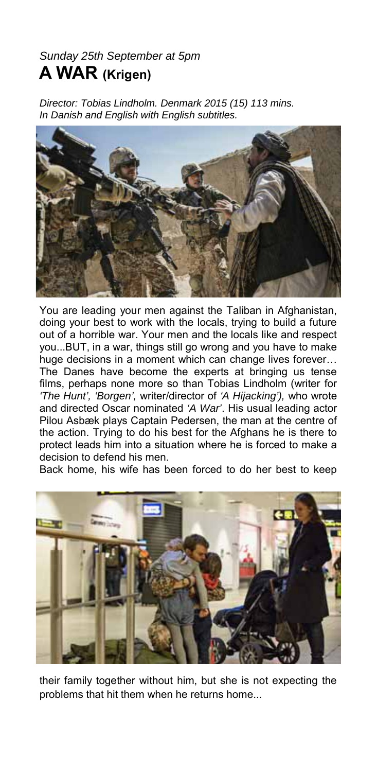*Sunday 25th September at 5pm*

# A WAR (Krigen)

*Director: Tobias Lindholm. Denmark 2015 (15) 113 mins. In Danish and English with English subtitles.*

You are leading your men against the Taliban in Afghanistan, doing your best to work with the locals, trying to build a future out of a horrible war. Your men and the locals like and respect you...BUT, in a war, things still go wrong and you have to make huge decisions in a moment which can change lives forever… The Danes have become the experts at bringing us tense films, perhaps none more so than Tobias Lindholm (writer for *'The Hunt', 'Borgen',* writer/director of *'A Hijacking'),* who wrote and directed Oscar nominated *'A War'*. His usual leading actor Pilou Asbæk plays Captain Pedersen, the man at the centre of the action. Trying to do his best for the Afghans he is there to protect leads him into a situation where he is forced to make a decision to defend his men.

Back home, his wife has been forced to do her best to keep their family together without him, but she is not expecting the problems that hit them when he returns home...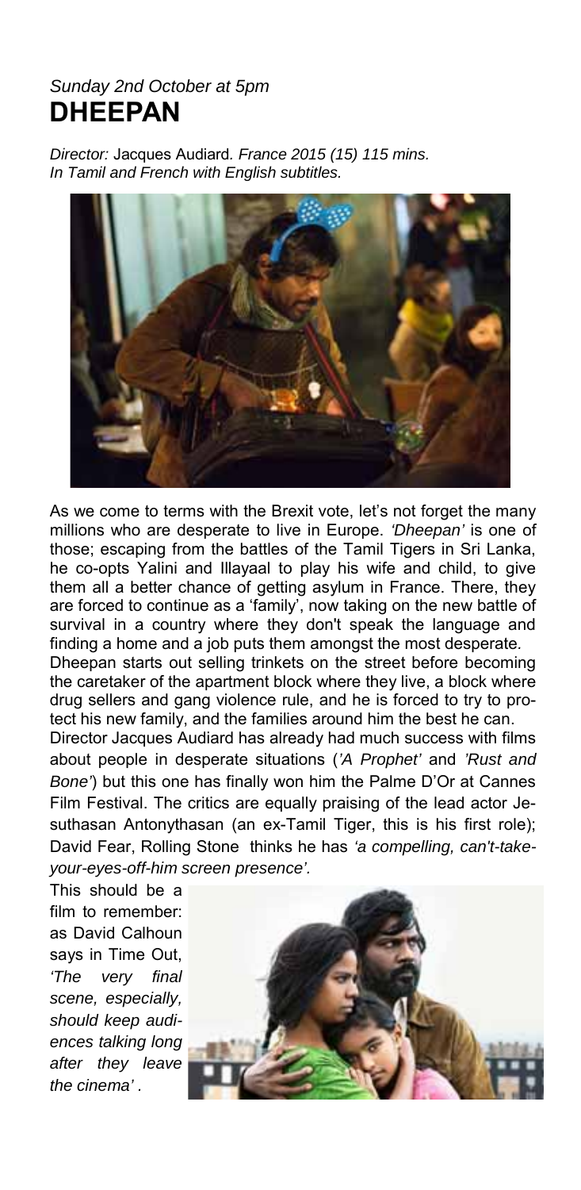*Sunday 2nd October at 5pm*

# DHEEPAN

*Director:* Jacques Audiard*. France 2015 (15) 115 mins.*
*In Tamil and French with English subtitles.*

As we come to terms with the Brexit vote, let's not forget the many millions who are desperate to live in Europe. *'Dheepan'* is one of those; escaping from the battles of the Tamil Tigers in Sri Lanka, he co-opts Yalini and Illayaal to play his wife and child, to give them all a better chance of getting asylum in France. There, they are forced to continue as a 'family', now taking on the new battle of survival in a country where they don't speak the language and finding a home and a job puts them amongst the most desperate.

Dheepan starts out selling trinkets on the street before becoming the caretaker of the apartment block where they live, a block where drug sellers and gang violence rule, and he is forced to try to protect his new family, and the families around him the best he can.

Director Jacques Audiard has already had much success with films about people in desperate situations (*'A Prophet'* and *'Rust and Bone'*) but this one has finally won him the Palme D'Or at Cannes Film Festival. The critics are equally praising of the lead actor Jesuthasan Antonythasan (an ex-Tamil Tiger, this is his first role); David Fear, Rolling Stone thinks he has *'a compelling, can't-take-your-eyes-off-him screen presence'.*

This should be a film to remember: as David Calhoun says in Time Out, *'The very final scene, especially, should keep audiences talking long after they leave the cinema'* .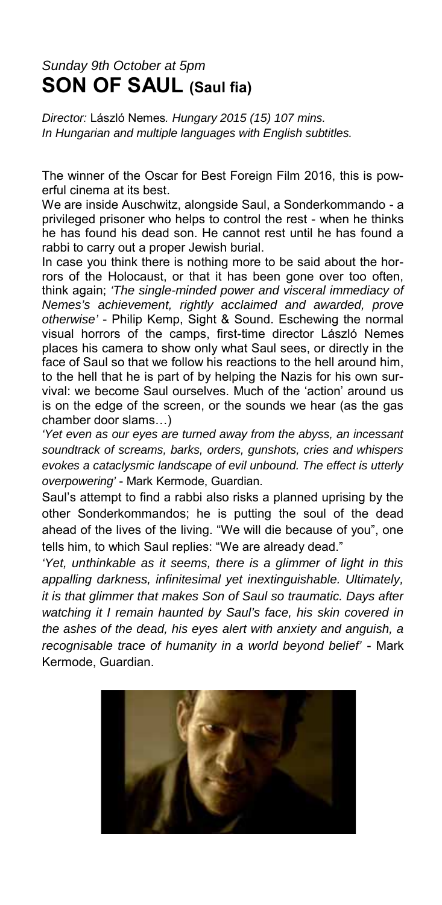*Sunday 9th October at 5pm*

# SON OF SAUL (Saul fia)

*Director:* László Nemes*. Hungary 2015 (15) 107 mins.*
*In Hungarian and multiple languages with English subtitles.*

The winner of the Oscar for Best Foreign Film 2016, this is powerful cinema at its best.

We are inside Auschwitz, alongside Saul, a Sonderkommando - a privileged prisoner who helps to control the rest - when he thinks he has found his dead son. He cannot rest until he has found a rabbi to carry out a proper Jewish burial.

In case you think there is nothing more to be said about the horrors of the Holocaust, or that it has been gone over too often, think again; *'The single-minded power and visceral immediacy of Nemes's achievement, rightly acclaimed and awarded, prove otherwise'* - Philip Kemp, Sight & Sound. Eschewing the normal visual horrors of the camps, first-time director László Nemes places his camera to show only what Saul sees, or directly in the face of Saul so that we follow his reactions to the hell around him, to the hell that he is part of by helping the Nazis for his own survival: we become Saul ourselves. Much of the 'action' around us is on the edge of the screen, or the sounds we hear (as the gas chamber door slams…)

*'Yet even as our eyes are turned away from the abyss, an incessant soundtrack of screams, barks, orders, gunshots, cries and whispers evokes a cataclysmic landscape of evil unbound. The effect is utterly overpowering'* - Mark Kermode, Guardian.

Saul's attempt to find a rabbi also risks a planned uprising by the other Sonderkommandos; he is putting the soul of the dead ahead of the lives of the living. "We will die because of you", one tells him, to which Saul replies: "We are already dead."

*'Yet, unthinkable as it seems, there is a glimmer of light in this appalling darkness, infinitesimal yet inextinguishable. Ultimately, it is that glimmer that makes Son of Saul so traumatic. Days after watching it I remain haunted by Saul's face, his skin covered in the ashes of the dead, his eyes alert with anxiety and anguish, a recognisable trace of humanity in a world beyond belief'* - Mark Kermode, Guardian.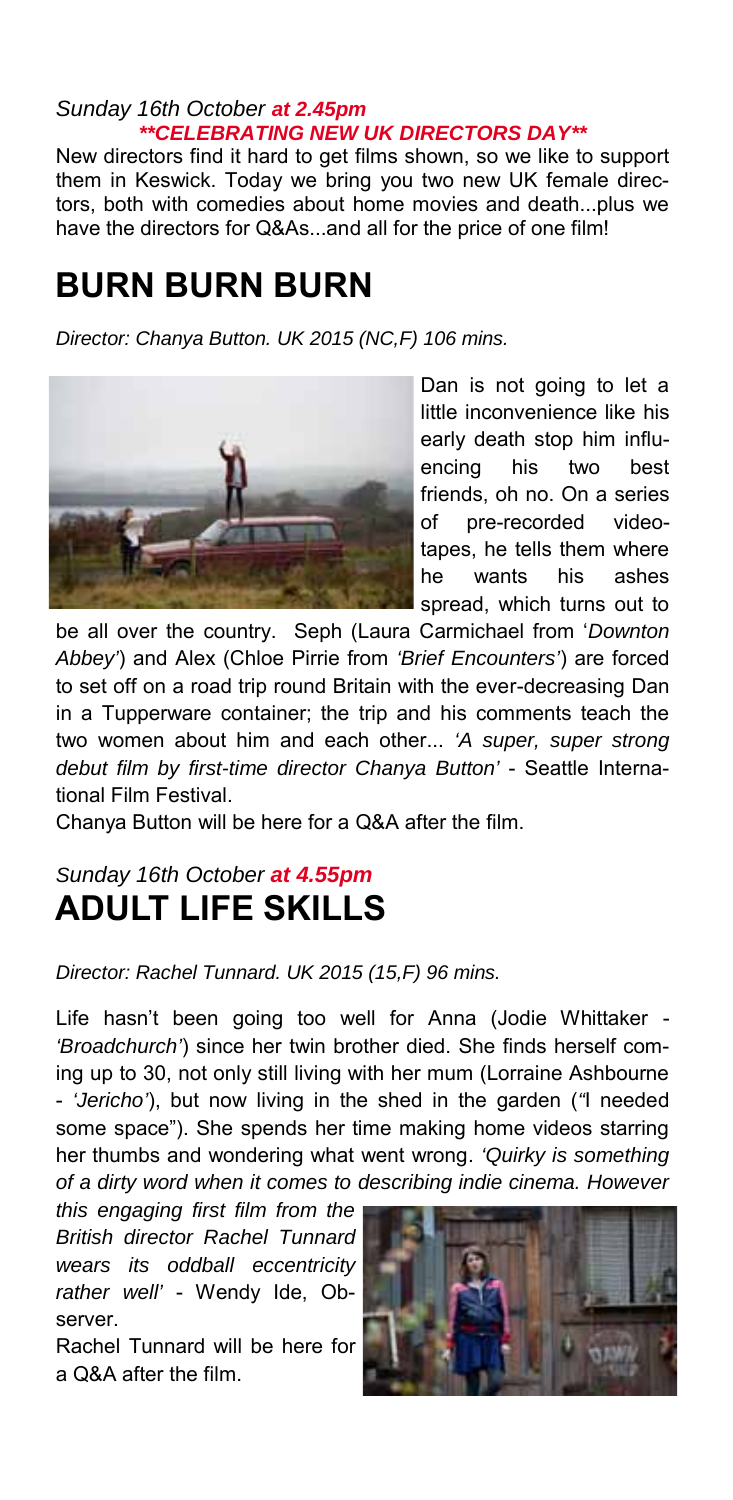*Sunday 16th October* ***at 2.45pm***
***\*\*CELEBRATING NEW UK DIRECTORS DAY\*\****

New directors find it hard to get films shown, so we like to support them in Keswick. Today we bring you two new UK female directors, both with comedies about home movies and death...plus we have the directors for Q&As...and all for the price of one film!

# BURN BURN BURN

*Director: Chanya Button. UK 2015 (NC,F) 106 mins.*

Dan is not going to let a little inconvenience like his early death stop him influencing his two best friends, oh no. On a series of pre-recorded videotapes, he tells them where he wants his ashes spread, which turns out to be all over the country. Seph (Laura Carmichael from '*Downton Abbey*') and Alex (Chloe Pirrie from *'Brief Encounters'*) are forced to set off on a road trip round Britain with the ever-decreasing Dan in a Tupperware container; the trip and his comments teach the two women about him and each other... *'A super, super strong debut film by first-time director Chanya Button'* - Seattle International Film Festival.

Chanya Button will be here for a Q&A after the film.

*Sunday 16th October* ***at 4.55pm***

# ADULT LIFE SKILLS

*Director: Rachel Tunnard. UK 2015 (15,F) 96 mins.*

Life hasn't been going too well for Anna (Jodie Whittaker - *'Broadchurch'*) since her twin brother died. She finds herself coming up to 30, not only still living with her mum (Lorraine Ashbourne - *'Jericho'*), but now living in the shed in the garden ("I needed some space"). She spends her time making home videos starring her thumbs and wondering what went wrong. *'Quirky is something of a dirty word when it comes to describing indie cinema. However this engaging first film from the British director Rachel Tunnard wears its oddball eccentricity rather well'* - Wendy Ide, Observer.

Rachel Tunnard will be here for a Q&A after the film.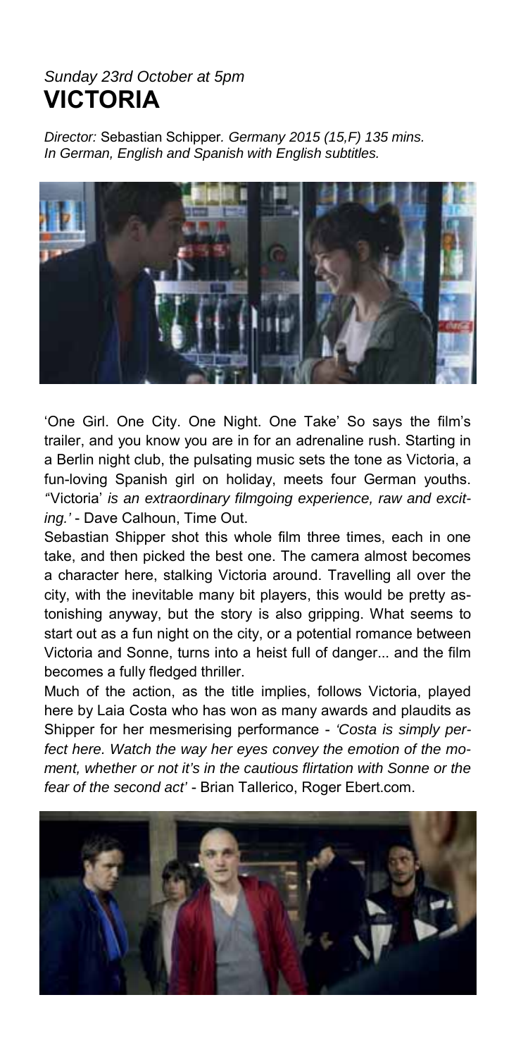*Sunday 23rd October at 5pm*

# VICTORIA

*Director:* Sebastian Schipper*. Germany 2015 (15,F) 135 mins.*
*In German, English and Spanish with English subtitles.*

'One Girl. One City. One Night. One Take' So says the film's trailer, and you know you are in for an adrenaline rush. Starting in a Berlin night club, the pulsating music sets the tone as Victoria, a fun-loving Spanish girl on holiday, meets four German youths. *"*Victoria' *is an extraordinary filmgoing experience, raw and exciting.'* - Dave Calhoun, Time Out.

Sebastian Shipper shot this whole film three times, each in one take, and then picked the best one. The camera almost becomes a character here, stalking Victoria around. Travelling all over the city, with the inevitable many bit players, this would be pretty astonishing anyway, but the story is also gripping. What seems to start out as a fun night on the city, or a potential romance between Victoria and Sonne, turns into a heist full of danger... and the film becomes a fully fledged thriller.

Much of the action, as the title implies, follows Victoria, played here by Laia Costa who has won as many awards and plaudits as Shipper for her mesmerising performance - *'Costa is simply perfect here. Watch the way her eyes convey the emotion of the moment, whether or not it's in the cautious flirtation with Sonne or the fear of the second act'* - Brian Tallerico, Roger Ebert.com.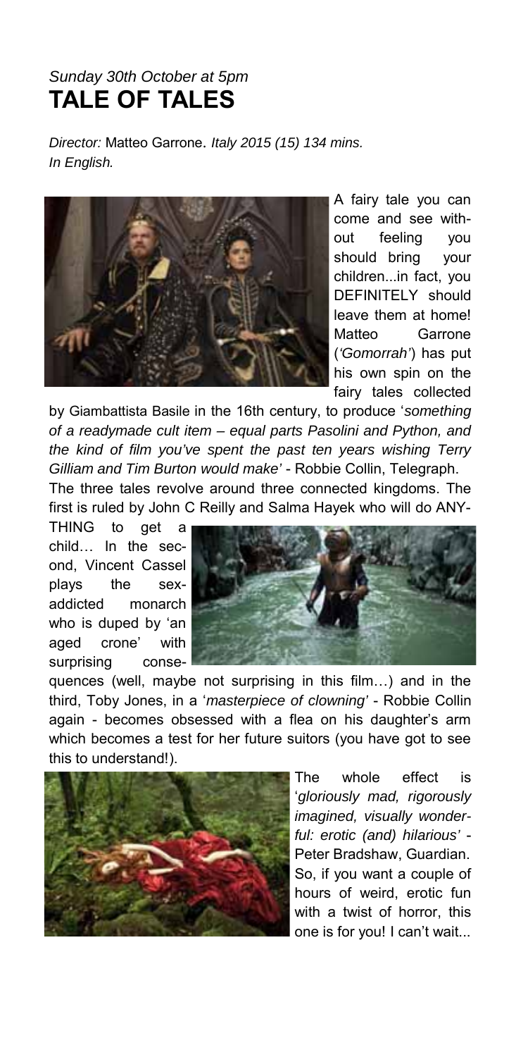*Sunday 30th October at 5pm*

# TALE OF TALES

*Director:* Matteo Garrone. *Italy 2015 (15) 134 mins. In English.*

A fairy tale you can come and see without feeling you should bring your children...in fact, you DEFINITELY should leave them at home! Matteo Garrone (*'Gomorrah'*) has put his own spin on the fairy tales collected by Giambattista Basile in the 16th century, to produce '*something of a readymade cult item – equal parts Pasolini and Python, and the kind of film you've spent the past ten years wishing Terry Gilliam and Tim Burton would make'* - Robbie Collin, Telegraph.

The three tales revolve around three connected kingdoms. The first is ruled by John C Reilly and Salma Hayek who will do ANYTHING to get a child… In the second, Vincent Cassel plays the sex-addicted monarch who is duped by 'an aged crone' with surprising consequences (well, maybe not surprising in this film…) and in the third, Toby Jones, in a '*masterpiece of clowning'* - Robbie Collin again - becomes obsessed with a flea on his daughter's arm which becomes a test for her future suitors (you have got to see this to understand!).

The whole effect is '*gloriously mad, rigorously imagined, visually wonderful: erotic (and) hilarious'* - Peter Bradshaw, Guardian. So, if you want a couple of hours of weird, erotic fun with a twist of horror, this one is for you! I can't wait...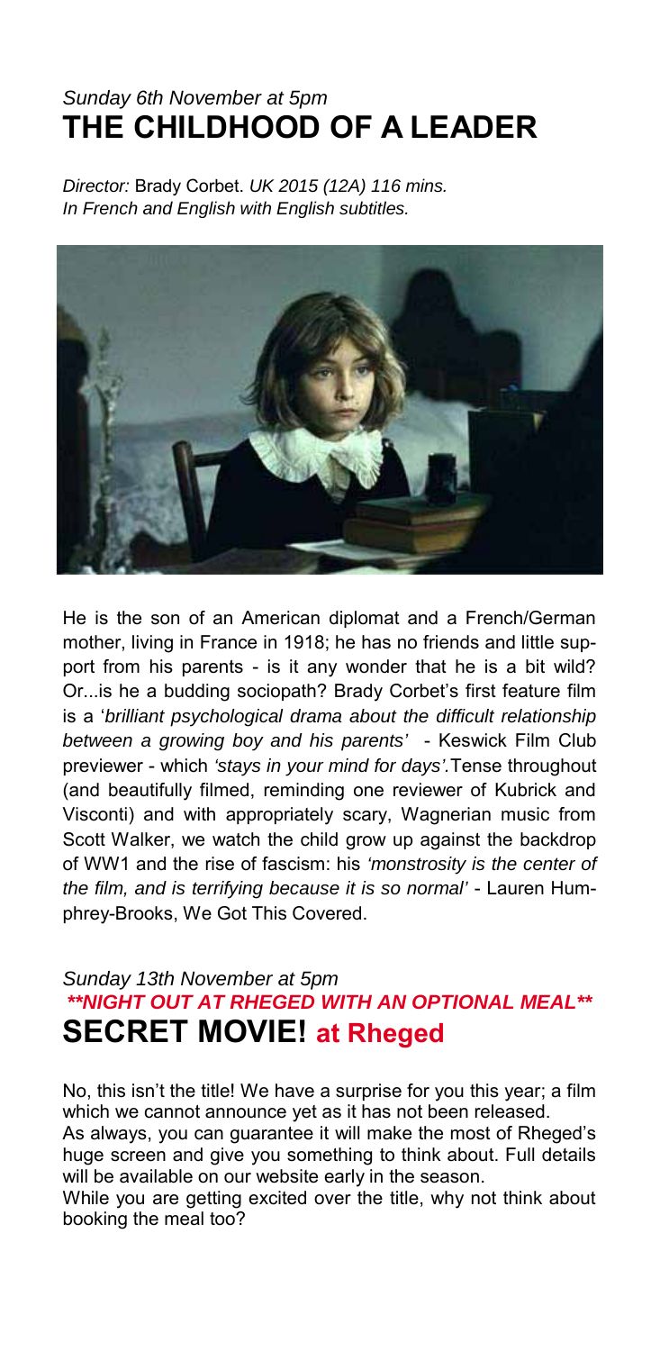*Sunday 6th November at 5pm*

# THE CHILDHOOD OF A LEADER

*Director:* Brady Corbet. *UK 2015 (12A) 116 mins.*
*In French and English with English subtitles.*

He is the son of an American diplomat and a French/German mother, living in France in 1918; he has no friends and little support from his parents - is it any wonder that he is a bit wild? Or...is he a budding sociopath? Brady Corbet's first feature film is a '*brilliant psychological drama about the difficult relationship between a growing boy and his parents'* - Keswick Film Club previewer - which *'stays in your mind for days'.*Tense throughout (and beautifully filmed, reminding one reviewer of Kubrick and Visconti) and with appropriately scary, Wagnerian music from Scott Walker, we watch the child grow up against the backdrop of WW1 and the rise of fascism: his *'monstrosity is the center of the film, and is terrifying because it is so normal'* - Lauren Humphrey-Brooks, We Got This Covered.

*Sunday 13th November at 5pm*

***\*\*NIGHT OUT AT RHEGED WITH AN OPTIONAL MEAL\*\****

# SECRET MOVIE! at Rheged

No, this isn't the title! We have a surprise for you this year; a film which we cannot announce yet as it has not been released.

As always, you can guarantee it will make the most of Rheged's huge screen and give you something to think about. Full details will be available on our website early in the season.

While you are getting excited over the title, why not think about booking the meal too?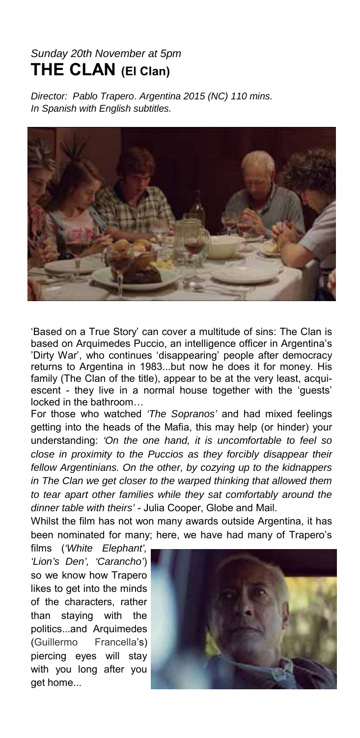*Sunday 20th November at 5pm*

# THE CLAN (El Clan)

*Director: Pablo Trapero. Argentina 2015 (NC) 110 mins.*
*In Spanish with English subtitles.*

'Based on a True Story' can cover a multitude of sins: The Clan is based on Arquimedes Puccio, an intelligence officer in Argentina's 'Dirty War', who continues 'disappearing' people after democracy returns to Argentina in 1983...but now he does it for money. His family (The Clan of the title), appear to be at the very least, acquiescent - they live in a normal house together with the 'guests' locked in the bathroom…

For those who watched *'The Sopranos'* and had mixed feelings getting into the heads of the Mafia, this may help (or hinder) your understanding: *'On the one hand, it is uncomfortable to feel so close in proximity to the Puccios as they forcibly disappear their fellow Argentinians. On the other, by cozying up to the kidnappers in The Clan we get closer to the warped thinking that allowed them to tear apart other families while they sat comfortably around the dinner table with theirs'* - Julia Cooper, Globe and Mail.

Whilst the film has not won many awards outside Argentina, it has been nominated for many; here, we have had many of Trapero's films (*'White Elephant', 'Lion's Den', 'Carancho'*) so we know how Trapero likes to get into the minds of the characters, rather than staying with the politics...and Arquimedes (Guillermo Francella's) piercing eyes will stay with you long after you get home...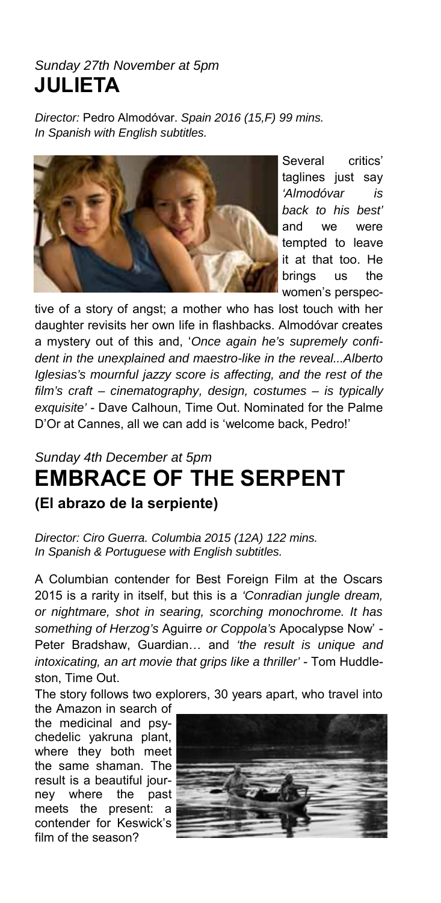*Sunday 27th November at 5pm*

## JULIETA

*Director:* Pedro Almodóvar. *Spain 2016 (15,F) 99 mins.*
*In Spanish with English subtitles.*

Several critics' taglines just say *'Almodóvar is back to his best'* and we were tempted to leave it at that too. He brings us the women's perspective of a story of angst; a mother who has lost touch with her daughter revisits her own life in flashbacks. Almodóvar creates a mystery out of this and, '*Once again he's supremely confident in the unexplained and maestro-like in the reveal...Alberto Iglesias's mournful jazzy score is affecting, and the rest of the film's craft – cinematography, design, costumes – is typically exquisite'* - Dave Calhoun, Time Out. Nominated for the Palme D'Or at Cannes, all we can add is 'welcome back, Pedro!'

*Sunday 4th December at 5pm*

## EMBRACE OF THE SERPENT

### (El abrazo de la serpiente)

*Director: Ciro Guerra. Columbia 2015 (12A) 122 mins.*
*In Spanish & Portuguese with English subtitles.*

A Columbian contender for Best Foreign Film at the Oscars 2015 is a rarity in itself, but this is a *'Conradian jungle dream, or nightmare, shot in searing, scorching monochrome. It has something of Herzog's* Aguirre *or Coppola's* Apocalypse Now' - Peter Bradshaw, Guardian… and *'the result is unique and intoxicating, an art movie that grips like a thriller'* - Tom Huddleston, Time Out.

The story follows two explorers, 30 years apart, who travel into the Amazon in search of the medicinal and psychedelic yakruna plant, where they both meet the same shaman. The result is a beautiful journey where the past meets the present: a contender for Keswick's film of the season?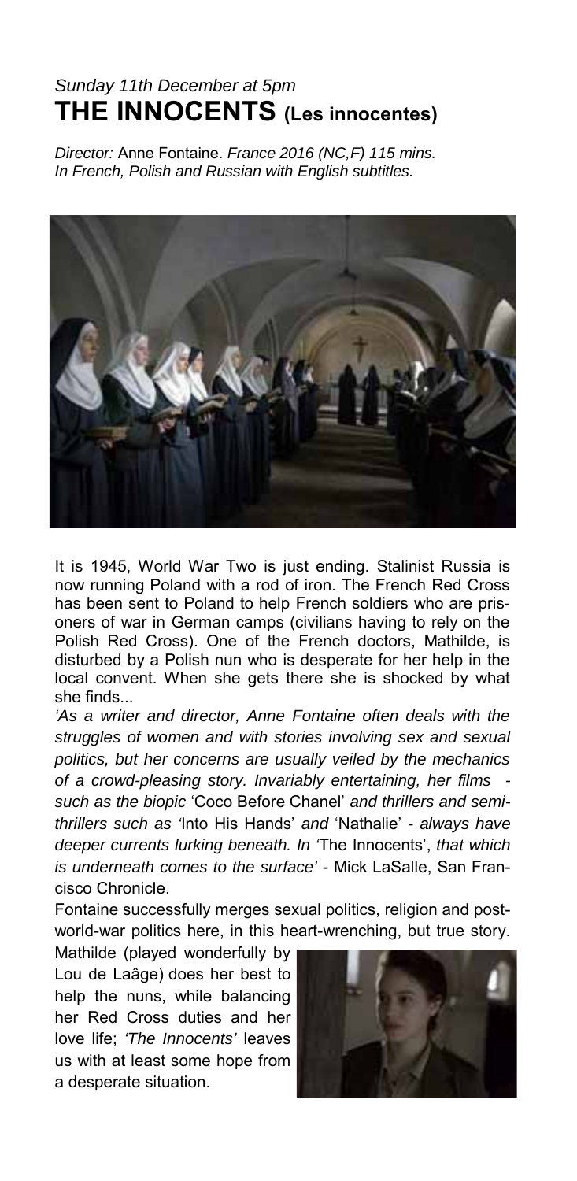*Sunday 11th December at 5pm*

# THE INNOCENTS (Les innocentes)

*Director:* Anne Fontaine. *France 2016 (NC,F) 115 mins. In French, Polish and Russian with English subtitles.*

It is 1945, World War Two is just ending. Stalinist Russia is now running Poland with a rod of iron. The French Red Cross has been sent to Poland to help French soldiers who are prisoners of war in German camps (civilians having to rely on the Polish Red Cross). One of the French doctors, Mathilde, is disturbed by a Polish nun who is desperate for her help in the local convent. When she gets there she is shocked by what she finds...

*'As a writer and director, Anne Fontaine often deals with the struggles of women and with stories involving sex and sexual politics, but her concerns are usually veiled by the mechanics of a crowd-pleasing story. Invariably entertaining, her films - such as the biopic* 'Coco Before Chanel' *and thrillers and semi-thrillers such as '*Into His Hands' *and* 'Nathalie' *- always have deeper currents lurking beneath. In '*The Innocents', *that which is underneath comes to the surface'* - Mick LaSalle, San Francisco Chronicle.

Fontaine successfully merges sexual politics, religion and post-world-war politics here, in this heart-wrenching, but true story.

Mathilde (played wonderfully by Lou de Laâge) does her best to help the nuns, while balancing her Red Cross duties and her love life; *'The Innocents'* leaves us with at least some hope from a desperate situation.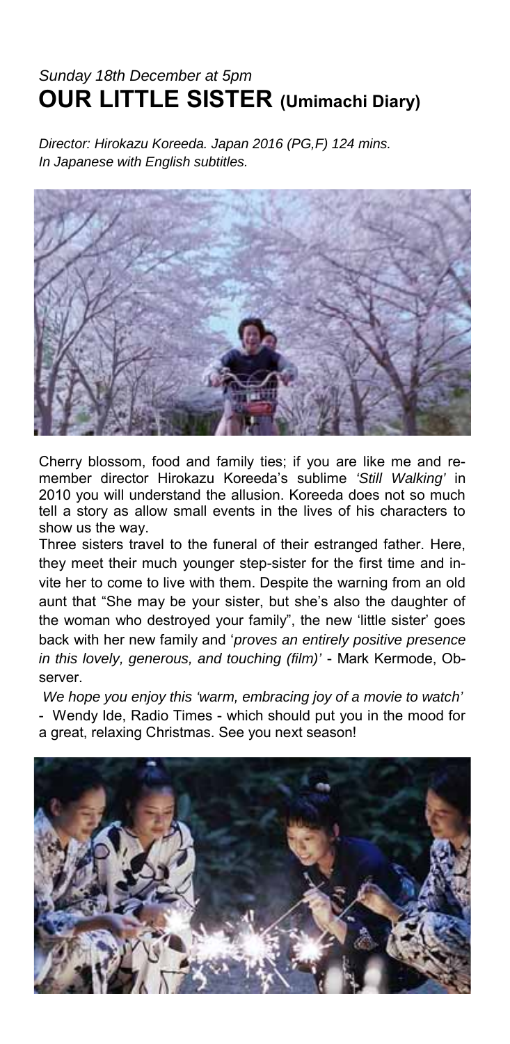*Sunday 18th December at 5pm*

# OUR LITTLE SISTER (Umimachi Diary)

*Director: Hirokazu Koreeda. Japan 2016 (PG,F) 124 mins.*
*In Japanese with English subtitles.*

Cherry blossom, food and family ties; if you are like me and remember director Hirokazu Koreeda's sublime *'Still Walking'* in 2010 you will understand the allusion. Koreeda does not so much tell a story as allow small events in the lives of his characters to show us the way.

Three sisters travel to the funeral of their estranged father. Here, they meet their much younger step-sister for the first time and invite her to come to live with them. Despite the warning from an old aunt that "She may be your sister, but she's also the daughter of the woman who destroyed your family", the new 'little sister' goes back with her new family and '*proves an entirely positive presence in this lovely, generous, and touching (film)'* - Mark Kermode, Observer.

*We hope you enjoy this 'warm, embracing joy of a movie to watch'* - Wendy Ide, Radio Times - which should put you in the mood for a great, relaxing Christmas. See you next season!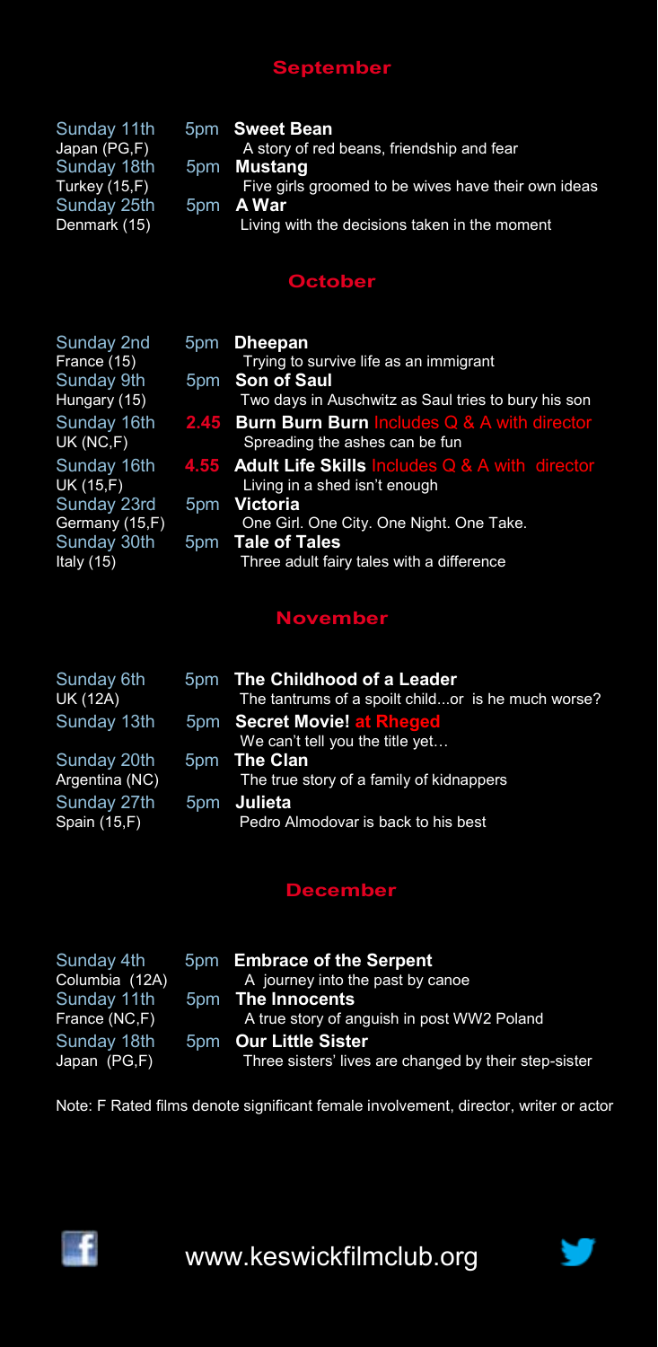## September

Sunday 11th
Japan (PG,F)
5pm **Sweet Bean**
A story of red beans, friendship and fear

Sunday 18th
Turkey (15,F)
5pm **Mustang**
Five girls groomed to be wives have their own ideas

Sunday 25th
Denmark (15)
5pm **A War**
Living with the decisions taken in the moment

## October

Sunday 2nd
France (15)
5pm **Dheepan**
Trying to survive life as an immigrant

Sunday 9th
Hungary (15)
5pm **Son of Saul**
Two days in Auschwitz as Saul tries to bury his son

Sunday 16th
UK (NC,F)
**2.45** **Burn Burn Burn** Includes Q & A with director
Spreading the ashes can be fun

Sunday 16th
UK (15,F)
**4.55** **Adult Life Skills** Includes Q & A with director
Living in a shed isn't enough

Sunday 23rd
Germany (15,F)
5pm **Victoria**
One Girl. One City. One Night. One Take.

Sunday 30th
Italy (15)
5pm **Tale of Tales**
Three adult fairy tales with a difference

## November

Sunday 6th
UK (12A)
5pm **The Childhood of a Leader**
The tantrums of a spoilt child...or is he much worse?

Sunday 13th
5pm **Secret Movie! at Rheged**
We can't tell you the title yet…

Sunday 20th
Argentina (NC)
5pm **The Clan**
The true story of a family of kidnappers

Sunday 27th
Spain (15,F)
5pm **Julieta**
Pedro Almodovar is back to his best

## December

Sunday 4th
Columbia (12A)
5pm **Embrace of the Serpent**
A journey into the past by canoe

Sunday 11th
France (NC,F)
5pm **The Innocents**
A true story of anguish in post WW2 Poland

Sunday 18th
Japan (PG,F)
5pm **Our Little Sister**
Three sisters' lives are changed by their step-sister

Note: F Rated films denote significant female involvement, director, writer or actor

www.keswickfilmclub.org